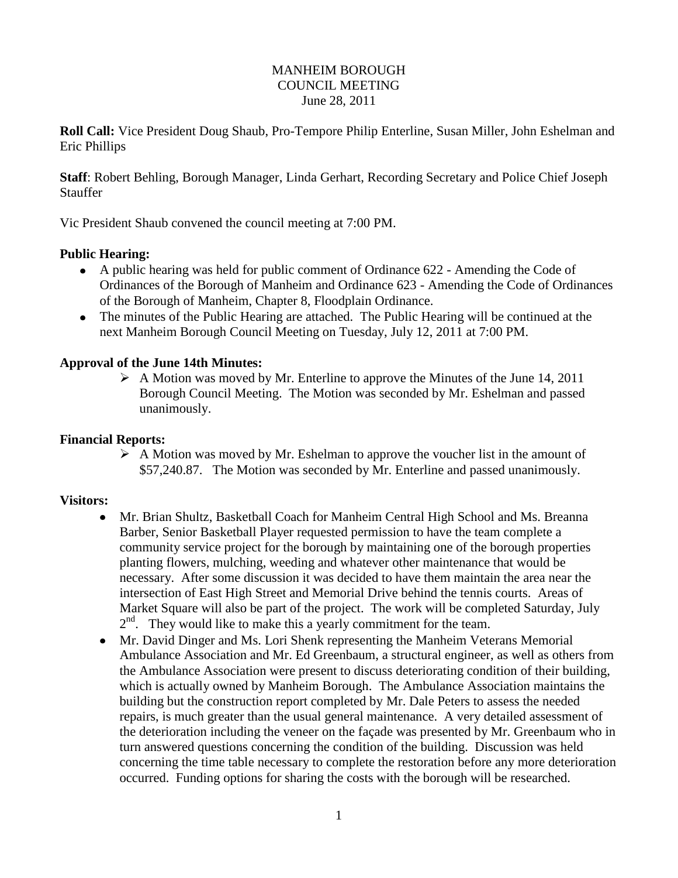MANHEIM BOROUGH
COUNCIL MEETING
June 28, 2011

**Roll Call:** Vice President Doug Shaub, Pro-Tempore Philip Enterline, Susan Miller, John Eshelman and Eric Phillips

**Staff**: Robert Behling, Borough Manager, Linda Gerhart, Recording Secretary and Police Chief Joseph Stauffer

Vic President Shaub convened the council meeting at 7:00 PM.

**Public Hearing:**

- A public hearing was held for public comment of Ordinance 622 - Amending the Code of Ordinances of the Borough of Manheim and Ordinance 623 - Amending the Code of Ordinances of the Borough of Manheim, Chapter 8, Floodplain Ordinance.
- The minutes of the Public Hearing are attached. The Public Hearing will be continued at the next Manheim Borough Council Meeting on Tuesday, July 12, 2011 at 7:00 PM.

**Approval of the June 14th Minutes:**

- A Motion was moved by Mr. Enterline to approve the Minutes of the June 14, 2011 Borough Council Meeting. The Motion was seconded by Mr. Eshelman and passed unanimously.

**Financial Reports:**

- A Motion was moved by Mr. Eshelman to approve the voucher list in the amount of $57,240.87. The Motion was seconded by Mr. Enterline and passed unanimously.

**Visitors:**

- Mr. Brian Shultz, Basketball Coach for Manheim Central High School and Ms. Breanna Barber, Senior Basketball Player requested permission to have the team complete a community service project for the borough by maintaining one of the borough properties planting flowers, mulching, weeding and whatever other maintenance that would be necessary. After some discussion it was decided to have them maintain the area near the intersection of East High Street and Memorial Drive behind the tennis courts. Areas of Market Square will also be part of the project. The work will be completed Saturday, July 2nd. They would like to make this a yearly commitment for the team.
- Mr. David Dinger and Ms. Lori Shenk representing the Manheim Veterans Memorial Ambulance Association and Mr. Ed Greenbaum, a structural engineer, as well as others from the Ambulance Association were present to discuss deteriorating condition of their building, which is actually owned by Manheim Borough. The Ambulance Association maintains the building but the construction report completed by Mr. Dale Peters to assess the needed repairs, is much greater than the usual general maintenance. A very detailed assessment of the deterioration including the veneer on the façade was presented by Mr. Greenbaum who in turn answered questions concerning the condition of the building. Discussion was held concerning the time table necessary to complete the restoration before any more deterioration occurred. Funding options for sharing the costs with the borough will be researched.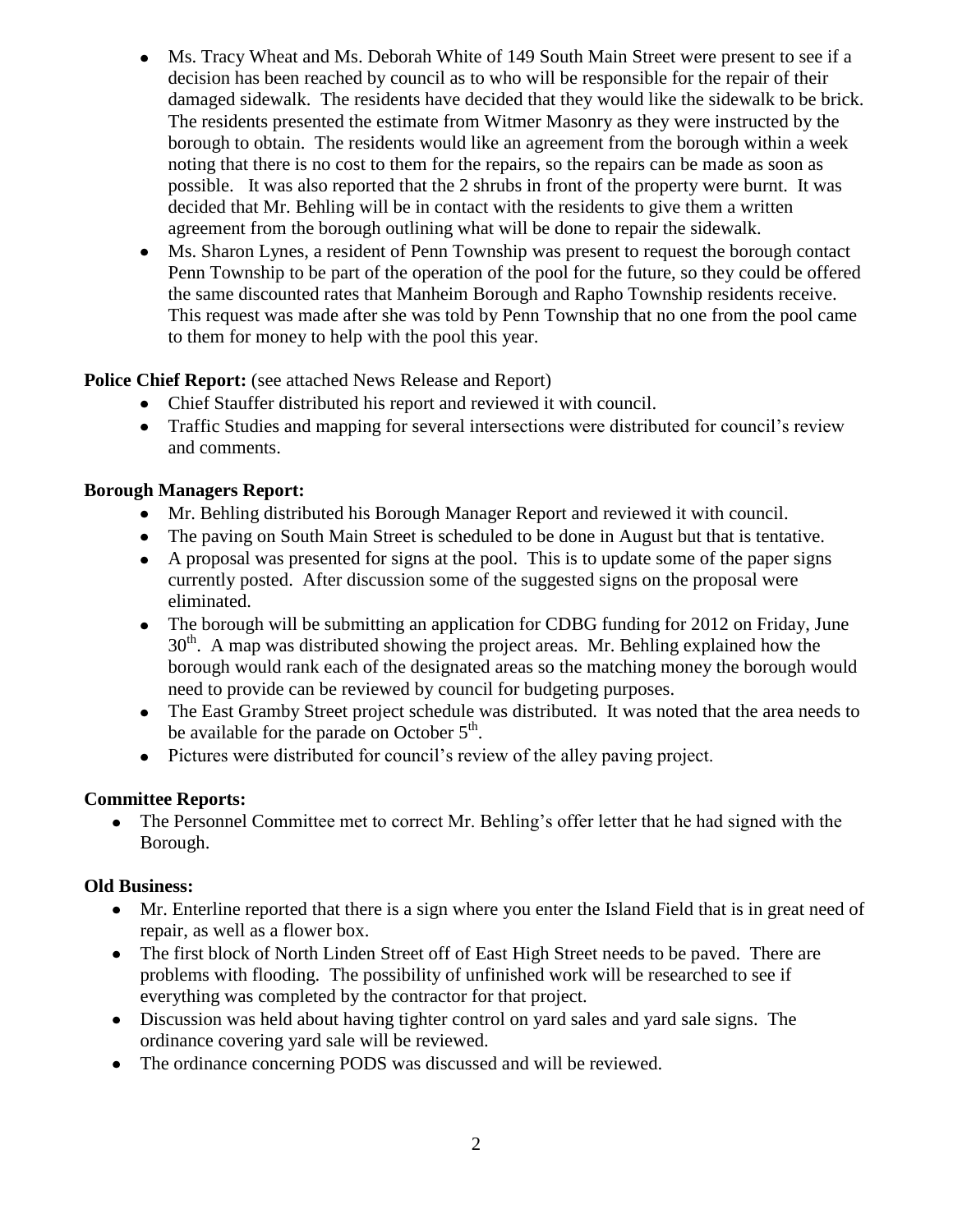- Ms. Tracy Wheat and Ms. Deborah White of 149 South Main Street were present to see if a decision has been reached by council as to who will be responsible for the repair of their damaged sidewalk. The residents have decided that they would like the sidewalk to be brick. The residents presented the estimate from Witmer Masonry as they were instructed by the borough to obtain. The residents would like an agreement from the borough within a week noting that there is no cost to them for the repairs, so the repairs can be made as soon as possible. It was also reported that the 2 shrubs in front of the property were burnt. It was decided that Mr. Behling will be in contact with the residents to give them a written agreement from the borough outlining what will be done to repair the sidewalk.
- Ms. Sharon Lynes, a resident of Penn Township was present to request the borough contact Penn Township to be part of the operation of the pool for the future, so they could be offered the same discounted rates that Manheim Borough and Rapho Township residents receive. This request was made after she was told by Penn Township that no one from the pool came to them for money to help with the pool this year.

**Police Chief Report:** (see attached News Release and Report)

- Chief Stauffer distributed his report and reviewed it with council.
- Traffic Studies and mapping for several intersections were distributed for council's review and comments.

**Borough Managers Report:**

- Mr. Behling distributed his Borough Manager Report and reviewed it with council.
- The paving on South Main Street is scheduled to be done in August but that is tentative.
- A proposal was presented for signs at the pool. This is to update some of the paper signs currently posted. After discussion some of the suggested signs on the proposal were eliminated.
- The borough will be submitting an application for CDBG funding for 2012 on Friday, June 30th. A map was distributed showing the project areas. Mr. Behling explained how the borough would rank each of the designated areas so the matching money the borough would need to provide can be reviewed by council for budgeting purposes.
- The East Gramby Street project schedule was distributed. It was noted that the area needs to be available for the parade on October 5th.
- Pictures were distributed for council's review of the alley paving project.

**Committee Reports:**

- The Personnel Committee met to correct Mr. Behling's offer letter that he had signed with the Borough.

**Old Business:**

- Mr. Enterline reported that there is a sign where you enter the Island Field that is in great need of repair, as well as a flower box.
- The first block of North Linden Street off of East High Street needs to be paved. There are problems with flooding. The possibility of unfinished work will be researched to see if everything was completed by the contractor for that project.
- Discussion was held about having tighter control on yard sales and yard sale signs. The ordinance covering yard sale will be reviewed.
- The ordinance concerning PODS was discussed and will be reviewed.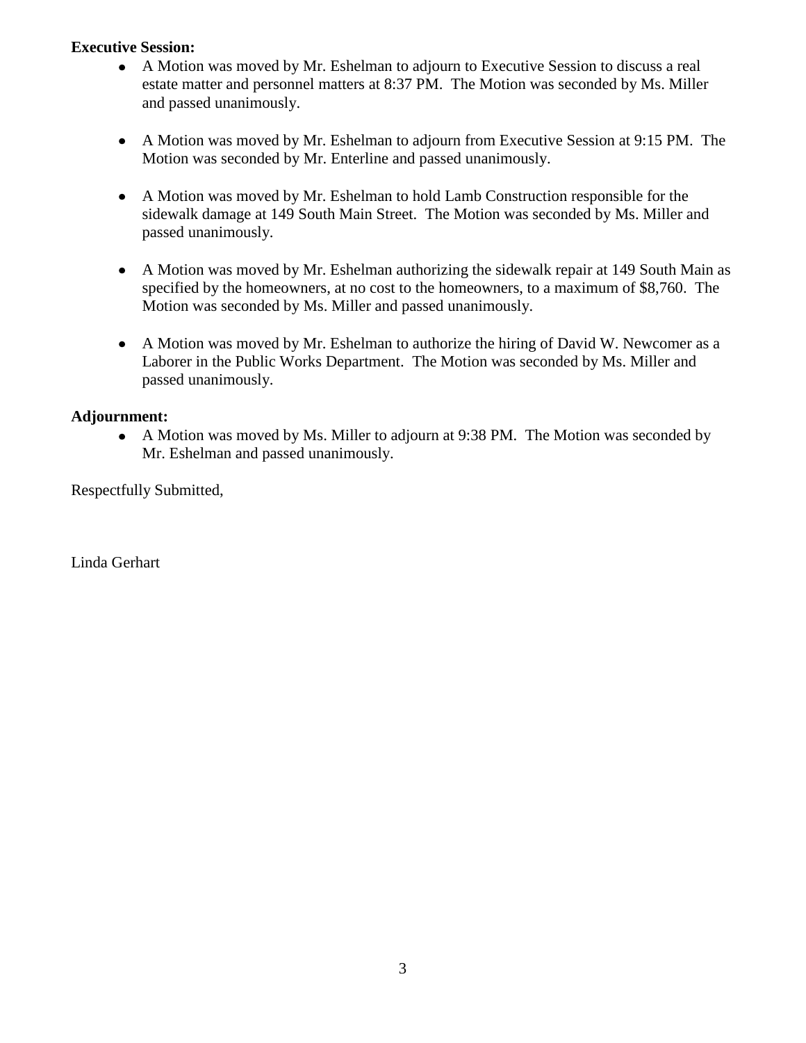**Executive Session:**

- A Motion was moved by Mr. Eshelman to adjourn to Executive Session to discuss a real estate matter and personnel matters at 8:37 PM. The Motion was seconded by Ms. Miller and passed unanimously.

- A Motion was moved by Mr. Eshelman to adjourn from Executive Session at 9:15 PM. The Motion was seconded by Mr. Enterline and passed unanimously.

- A Motion was moved by Mr. Eshelman to hold Lamb Construction responsible for the sidewalk damage at 149 South Main Street. The Motion was seconded by Ms. Miller and passed unanimously.

- A Motion was moved by Mr. Eshelman authorizing the sidewalk repair at 149 South Main as specified by the homeowners, at no cost to the homeowners, to a maximum of $8,760. The Motion was seconded by Ms. Miller and passed unanimously.

- A Motion was moved by Mr. Eshelman to authorize the hiring of David W. Newcomer as a Laborer in the Public Works Department. The Motion was seconded by Ms. Miller and passed unanimously.

**Adjournment:**

- A Motion was moved by Ms. Miller to adjourn at 9:38 PM. The Motion was seconded by Mr. Eshelman and passed unanimously.

Respectfully Submitted,

Linda Gerhart